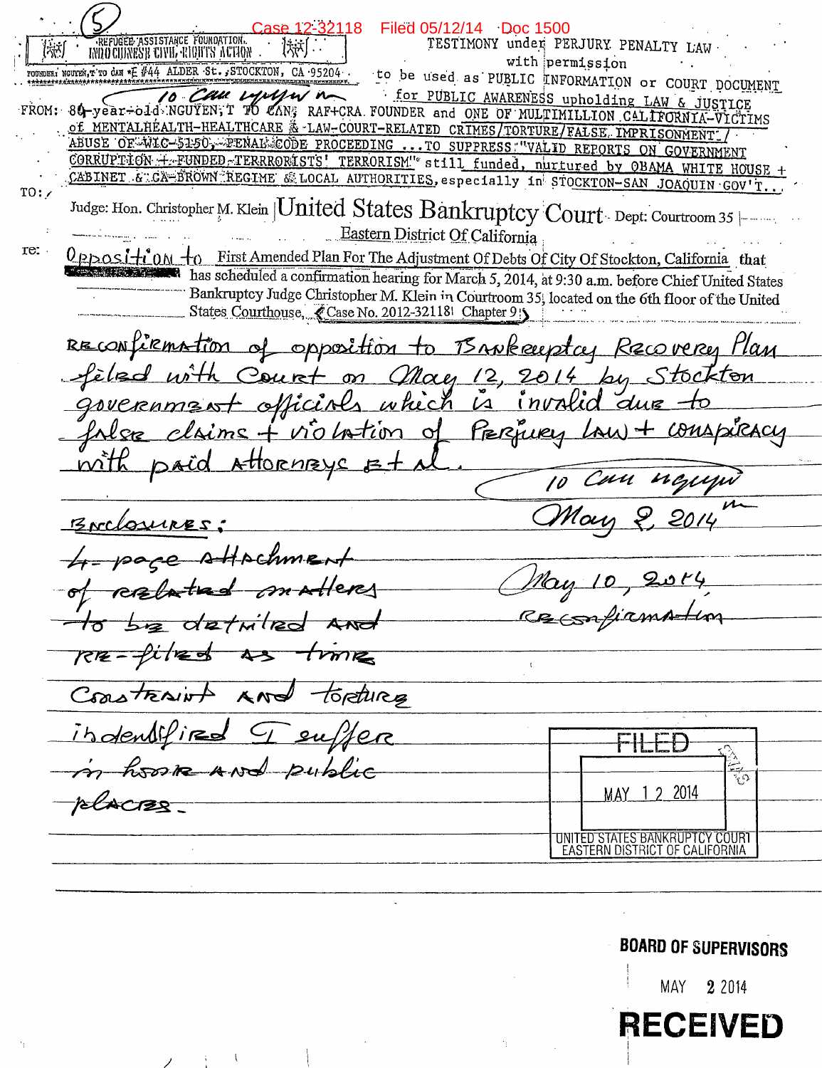(5)

Case 12-32118 Filed 05/12/14 Doc 1500

REFUGEE ASSISTANCE FOUNDATION
INDOCHINESE CIVIL RIGHTS ACTION

FOUNDER: NGUYEN,T TO CAN * E #44 ALDER St., STOCKTON, CA 95204

TESTIMONY under PERJURY PENALTY LAW with permission to be used as PUBLIC INFORMATION or COURT DOCUMENT for PUBLIC AWARENESS upholding LAW & JUSTICE

FROM: 84-year-old NGUYEN, T TO CAN; RAF+CRA FOUNDER and ONE OF MULTIMILLION CALIFORNIA-VICTIMS of MENTALHEALTH-HEALTHCARE & LAW-COURT-RELATED CRIMES/TORTURE/FALSE IMPRISONMENT/ ABUSE OF WIC-5150, PENAL CODE PROCEEDING ...TO SUPPRESS "VALID REPORTS ON GOVERNMENT CORRUPTION + FUNDED TERRRORISTS' TERRORISM" still funded, nurtured by OBAMA WHITE HOUSE + CABINET & CA-BROWN REGIME & LOCAL AUTHORITIES, especially in STOCKTON-SAN JOAQUIN GOV'T..

TO: Judge: Hon. Christopher M. Klein | United States Bankruptcy Court Dept: Courtroom 35
Eastern District Of California

re: Opposition to First Amended Plan For The Adjustment Of Debts Of City Of Stockton, California that has scheduled a confirmation hearing for March 5, 2014, at 9:30 a.m. before Chief United States Bankruptcy Judge Christopher M. Klein in Courtroom 35, located on the 6th floor of the United States Courthouse, (Case No. 2012-32118 Chapter 9)

reconfirmation of opposition to Bankruptcy Recovery Plan filed with Court on May 12, 2014 by Stockton government officials which is invalid due to false claims + violation of Perjury Law + conspiracy with paid attorneys et al.

To Can Nguyen
May 2, 2014

Enclosures:
4-page attachment of related matters to be detailed and re-filed as time constraint and torture indentified I suffer in home and public places.

May 10, 2014
reconfirmation

FILED
MAY 12 2014
UNITED STATES BANKRUPTCY COURT
EASTERN DISTRICT OF CALIFORNIA

BOARD OF SUPERVISORS
MAY 2 2014
RECEIVED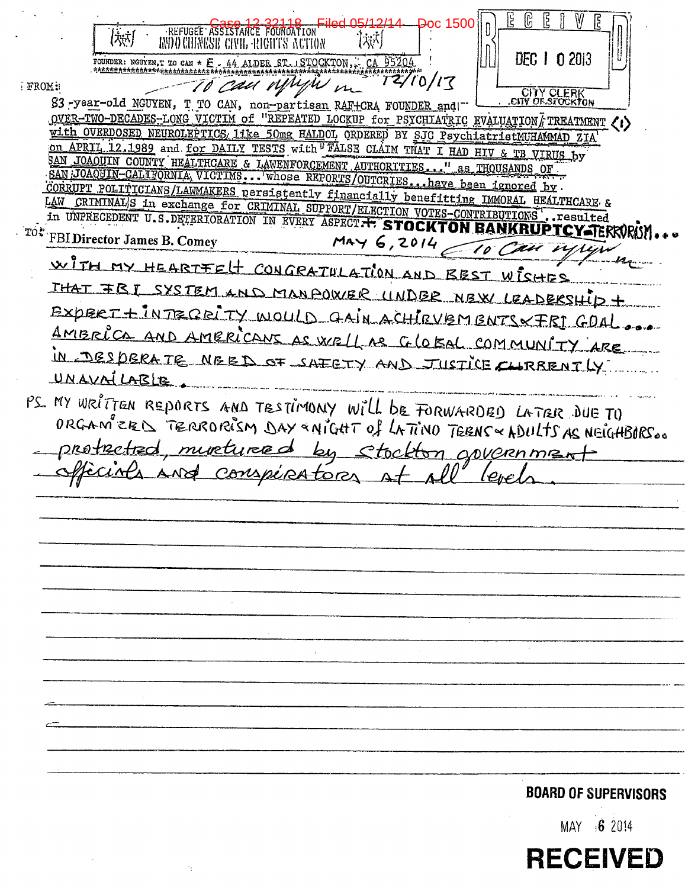REFUGEE ASSISTANCE FOUNDATION
INDO CHINESE CIVIL RIGHTS ACTION

FOUNDER: NGUYEN,T TO CAN * E - 44 ALDER ST., STOCKTON, CA 95204

RECEIVED
DEC 10 2013
CITY CLERK
CITY OF STOCKTON

FROM: To Can nguyen 12/10/13

83-year-old NGUYEN, T TO CAN, non-partisan RAF+CRA FOUNDER and OVER-TWO-DECADES-LONG VICTIM of "REPEATED LOCKUP for PSYCHIATRIC EVALUATION/TREATMENT (1) with OVERDOSED NEUROLEPTICS like 50mg HALDOL ORDERED BY SJC PsychiatristMUHAMMAD ZIA' on APRIL 12,1989 and for DAILY TESTS with "FALSE CLAIM THAT I HAD HIV & TB VIRUS by SAN JOAQUIN COUNTY HEALTHCARE & LAWENFORCEMENT AUTHORITIES..." as THOUSANDS OF SAN JOAQUIN-CALIFORNIA VICTIMS... whose REPORTS/OUTCRIES...have been ignored by CORRUPT POLITICIANS/LAWMAKERS persistently financially benefitting IMMORAL HEALTHCARE & LAW CRIMINALS in exchange for CRIMINAL SUPPORT/ELECTION VOTES-CONTRIBUTIONS'..resulted in UNPRECEDENT U.S.DETERIORATION IN EVERY ASPECT+ STOCKTON BANKRUPTCY-TERRORISM...

TO: FBI Director James B. Comey — MAY 6, 2014 — To Can nguyen

WITH MY HEARTFELT CONGRATULATION AND BEST WISHES THAT FBI SYSTEM AND MANPOWER UNDER NEW LEADERSHIP + EXPERT + INTEGRITY WOULD GAIN ACHIEVEMENTS & FBI GOAL... AMERICA AND AMERICANS AS WELL AS GLOBAL COMMUNITY ARE IN DESPERATE NEED OF SAFETY AND JUSTICE CURRENTLY UNAVAILABLE.

PS. MY WRITTEN REPORTS AND TESTIMONY WILL BE FORWARDED LATER DUE TO ORGANIZED TERRORISM DAY & NIGHT of LATINO TEENS & ADULTS AS NEIGHBORS.. protected, nurtured by Stockton government officials and conspirators at all levels.

BOARD OF SUPERVISORS
MAY 6 2014
RECEIVED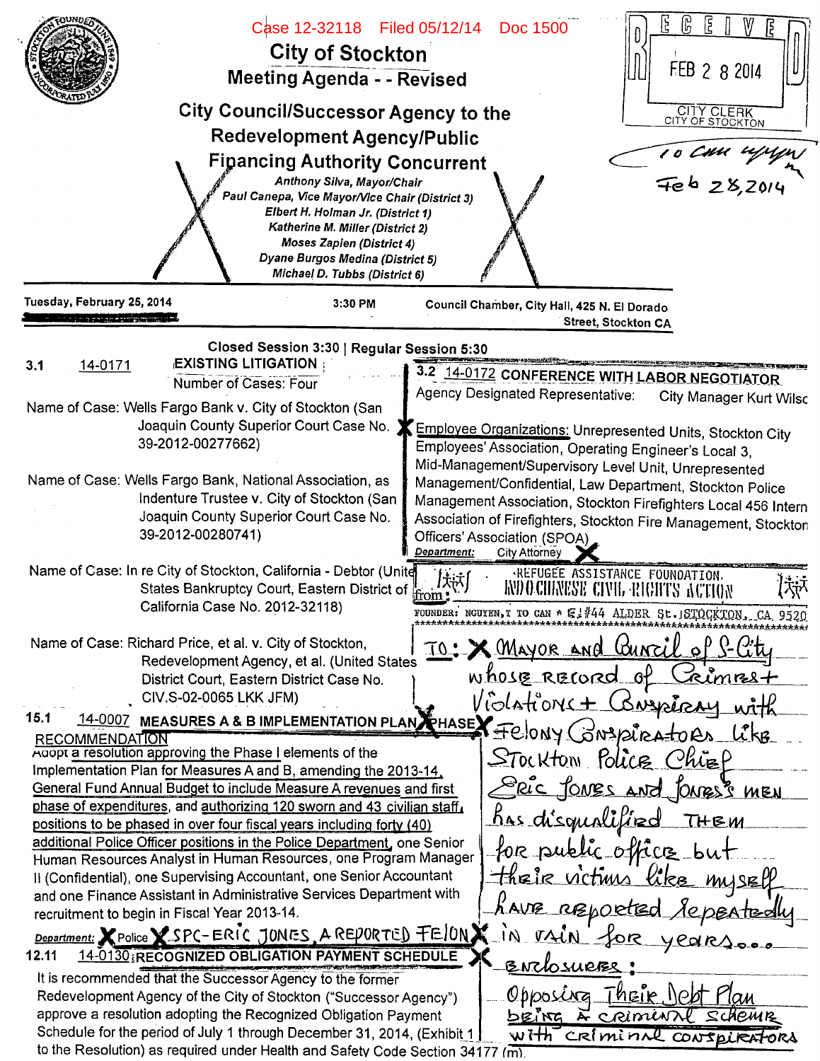Case 12-32118 Filed 05/12/14 Doc 1500

# City of Stockton

## Meeting Agenda - - Revised

## City Council/Successor Agency to the Redevelopment Agency/Public Financing Authority Concurrent

Anthony Silva, Mayor/Chair
Paul Canepa, Vice Mayor/Vice Chair (District 3)
Elbert H. Holman Jr. (District 1)
Katherine M. Miller (District 2)
Moses Zapien (District 4)
Dyane Burgos Medina (District 5)
Michael D. Tubbs (District 6)

RECEIVED
FEB 2 8 2014
CITY CLERK
CITY OF STOCKTON

10 cam upon
Feb 28, 2014

**Tuesday, February 25, 2014** | **3:30 PM** | **Council Chamber, City Hall, 425 N. El Dorado Street, Stockton CA**

**Closed Session 3:30 | Regular Session 5:30**

**3.1** 14-0171 **EXISTING LITIGATION**

Number of Cases: Four

Name of Case: Wells Fargo Bank v. City of Stockton (San Joaquin County Superior Court Case No. 39-2012-00277662)

Name of Case: Wells Fargo Bank, National Association, as Indenture Trustee v. City of Stockton (San Joaquin County Superior Court Case No. 39-2012-00280741)

Name of Case: In re City of Stockton, California - Debtor (United States Bankruptcy Court, Eastern District of California Case No. 2012-32118)

Name of Case: Richard Price, et al. v. City of Stockton, Redevelopment Agency, et al. (United States District Court, Eastern District Case No. CIV.S-02-0065 LKK JFM)

**3.2** 14-0172 **CONFERENCE WITH LABOR NEGOTIATOR**

Agency Designated Representative: City Manager Kurt Wilsc

X Employee Organizations: Unrepresented Units, Stockton City Employees' Association, Operating Engineer's Local 3, Mid-Management/Supervisory Level Unit, Unrepresented Management/Confidential, Law Department, Stockton Police Management Association, Stockton Firefighters Local 456 Intern Association of Firefighters, Stockton Fire Management, Stockton Officers' Association (SPOA) X

*Department:* City Attorney

from: REFUGEE ASSISTANCE FOUNDATION. INDOCHINESE CIVIL RIGHTS ACTION
FOUNDER: NGUYEN, T TO CAN * 44 ALDER St. STOCKTON, CA. 9520

TO: X Mayor and Council of S-City whose Record of Crimes + Violations + Conspiracy with Felony Conspirators like Stockton Police Chief Eric Jones and Jones's men has disqualified them for public office but their victims like myself have reported Repeatedly in vain for years...

Enclosures:
Opposing Their Debt Plan being a criminal scheme with criminal conspirators

**15.1** 14-0007 **MEASURES A & B IMPLEMENTATION PLAN X PHASE X**

RECOMMENDATION

Adopt a resolution approving the Phase I elements of the Implementation Plan for Measures A and B, amending the 2013-14 General Fund Annual Budget to include Measure A revenues and first phase of expenditures, and authorizing 120 sworn and 43 civilian staff positions to be phased in over four fiscal years including forty (40) additional Police Officer positions in the Police Department, one Senior Human Resources Analyst in Human Resources, one Program Manager II (Confidential), one Supervising Accountant, one Senior Accountant and one Finance Assistant in Administrative Services Department with recruitment to begin in Fiscal Year 2013-14.

*Department:* X Police X SPC-ERIC JONES, A REPORTED FELON X

**12.11** 14-0130 **RECOGNIZED OBLIGATION PAYMENT SCHEDULE** X

It is recommended that the Successor Agency to the former Redevelopment Agency of the City of Stockton ("Successor Agency") approve a resolution adopting the Recognized Obligation Payment Schedule for the period of July 1 through December 31, 2014, (Exhibit 1 to the Resolution) as required under Health and Safety Code Section 34177 (m).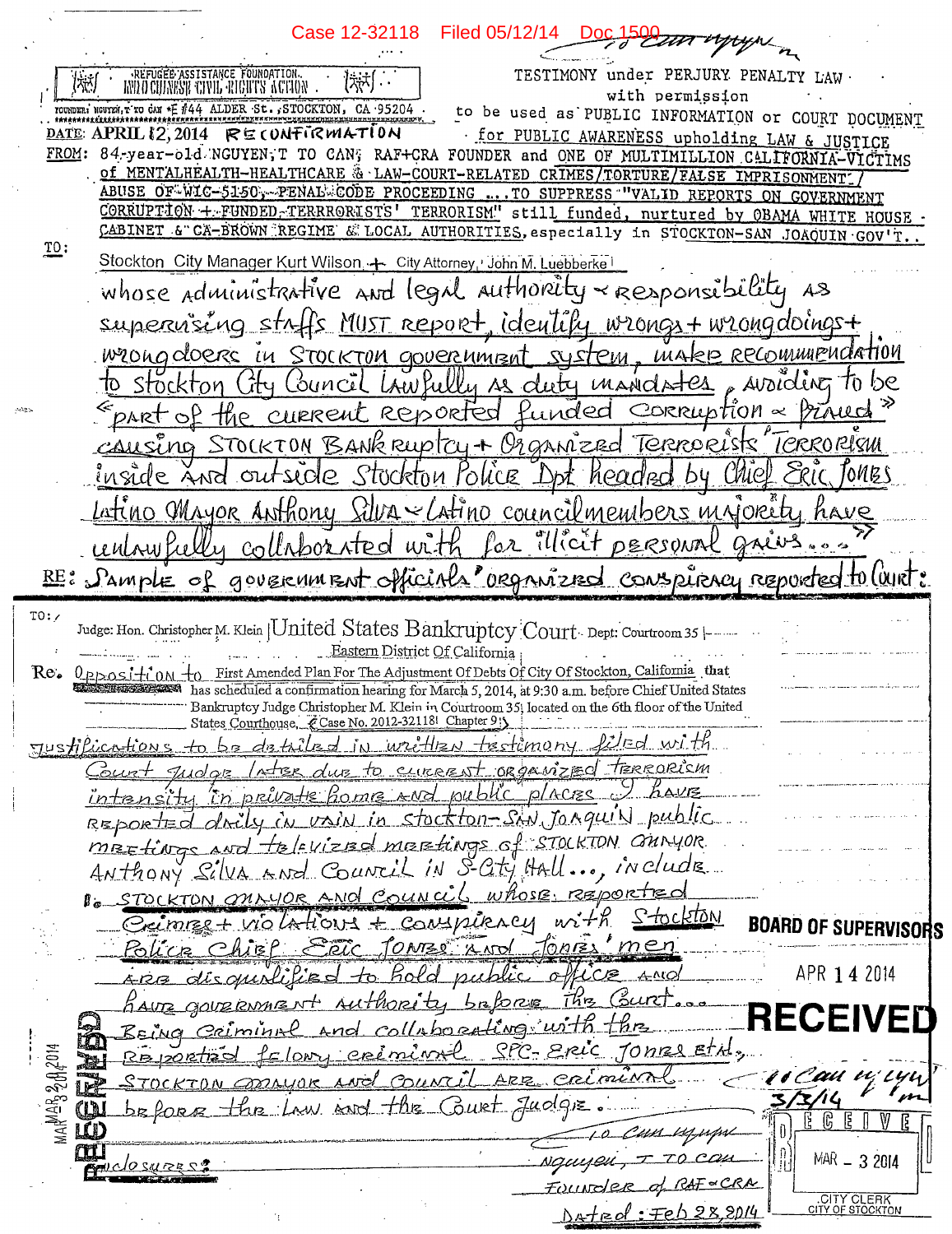Case 12-32118 Filed 05/12/14 Doc 1500

*To Can nguyen*

REFUGEE ASSISTANCE FOUNDATION
INDO CHINESE CIVIL RIGHTS ACTION
FOUNDER: NGUYEN, T TO CAN * E #44 ALDER St., STOCKTON, CA 95204

TESTIMONY under PERJURY PENALTY LAW with permission to be used as PUBLIC INFORMATION or COURT DOCUMENT for PUBLIC AWARENESS upholding LAW & JUSTICE

DATE: APRIL 12, 2014 RECONFIRMATION

FROM: 84-year-old NGUYEN, T TO CAN; RAF+CRA FOUNDER and ONE OF MULTIMILLION CALIFORNIA-VICTIMS of MENTALHEALTH-HEALTHCARE & LAW-COURT-RELATED CRIMES/TORTURE/FALSE IMPRISONMENT/ABUSE OF WIC-5150, PENAL CODE PROCEEDING ....TO SUPPRESS "VALID REPORTS ON GOVERNMENT CORRUPTION + FUNDED TERRRORISTS' TERRORISM" still funded, nurtured by OBAMA WHITE HOUSE CABINET & CA-BROWN REGIME & LOCAL AUTHORITIES, especially in STOCKTON-SAN JOAQUIN GOV'T..

TO: Stockton City Manager Kurt Wilson + City Attorney John M. Luebberke whose administrative and legal authority & responsibility as supervising staffs MUST report, identify wrongs + wrongdoings + wrongdoers in Stockton government system, make recommendation to Stockton City Council lawfully as duty mandates, avoiding to be "part of the current reported funded corruption & fraud" causing STOCKTON BANKRUPTCY + Organized Terrorists' Terrorism inside and outside Stockton Police Dpt headed by Chief Eric Jones Latino Mayor Anthony Silva & Latino councilmembers majority have unlawfully collaborated with for illicit personal gains..."

RE: Sample of government officials' organized conspiracy reported to Court:

TO: Judge: Hon. Christopher M. Klein | United States Bankruptcy Court Dept: Courtroom 35 | Eastern District Of California

Re. Opposition to First Amended Plan For The Adjustment Of Debts Of City Of Stockton, California that has scheduled a confirmation hearing for March 5, 2014, at 9:30 a.m. before Chief United States Bankruptcy Judge Christopher M. Klein in Courtroom 35, located on the 6th floor of the United States Courthouse, (Case No. 2012-32118, Chapter 9)

Justifications to be detailed in written testimony filed with Court Judge later due to current organized terrorism intensity in private home and public places. I have reported daily in vain in Stockton-San Joaquin public meetings and televized meetings of STOCKTON MAYOR Anthony Silva and Council in S-City Hall..., include

1. STOCKTON MAYOR AND COUNCIL whose reported crimes + violations + conspiracy with Stockton Police Chief Eric Jones and Jones' men are disqualified to hold public office and have government authority before the Court... Being criminal and collaborating with the reported felony criminal SPC-Eric Jones et al., STOCKTON MAYOR AND COUNCIL ARE criminal before the Law and the Court Judge.

*To Can nguyen*
Nguyen, T To Can
Founder of RAF + CRA
Dated: Feb 28, 2014

Enclosures:

*Can nguyen* 3/3/14

BOARD OF SUPERVISORS
APR 14 2014
RECEIVED

RECEIVED
MAR - 3 2014
CITY CLERK
CITY OF STOCKTON

RECEIVED MAR 20 2014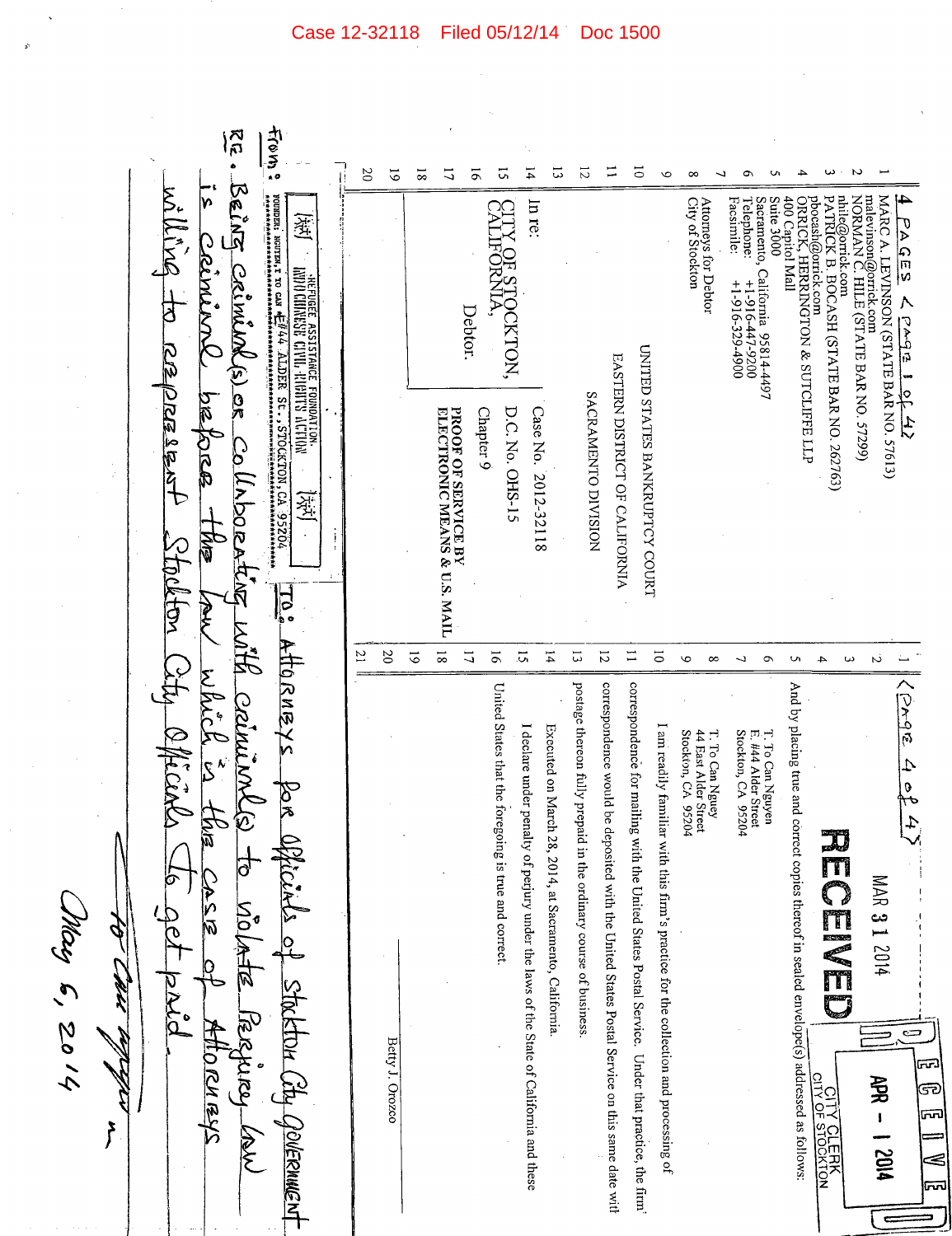Case 12-32118 Filed 05/12/14 Doc 1500

4 PAGES <page 1 of 4>

MARC A. LEVINSON (STATE BAR NO. 57613)
malevinson@orrick.com
NORMAN C. HILE (STATE BAR NO. 57299)
nhile@orrick.com
PATRICK B. BOCASH (STATE BAR NO. 262763)
pbocash@orrick.com
ORRICK, HERRINGTON & SUTCLIFFE LLP
400 Capitol Mall
Suite 3000
Sacramento, California 95814-4497
Telephone: +1-916-447-9200
Facsimile: +1-916-329-4900

Attorneys for Debtor
City of Stockton

UNITED STATES BANKRUPTCY COURT

EASTERN DISTRICT OF CALIFORNIA

SACRAMENTO DIVISION

In re:

CITY OF STOCKTON, CALIFORNIA,

Debtor.

Case No. 2012-32118

D.C. No. OHS-15

Chapter 9

**PROOF OF SERVICE BY ELECTRONIC MEANS & U.S. MAIL**

<page 4 of 4>

And by placing true and correct copies thereof in sealed envelope(s) addressed as follows:

T. To Can Nguyen
E. #44 Alder Street
Stockton, CA 95204

T. To Can Nguey
44 East Alder Street
Stockton, CA 95204

I am readily familiar with this firm's practice for the collection and processing of correspondence for mailing with the United States Postal Service. Under that practice, the firm's correspondence would be deposited with the United States Postal Service on this same date with postage thereon fully prepaid in the ordinary course of business.

Executed on March 28, 2014, at Sacramento, California.

I declare under penalty of perjury under the laws of the State of California and these United States that the foregoing is true and correct.

Betty J. Orozco

RECEIVED
MAR 31 2014

RECEIVED
APR - 1 2014
CITY CLERK
CITY OF STOCKTON

From: REFUGEE ASSISTANCE FOUNDATION AND CHINESE CIVIL RIGHTS ACTION
FOUNDER: NGUYEN T. TO CAN #E#44 ALDER ST., STOCKTON, CA 95204

To: Attorneys for officials of Stockton City Government

RE. Being criminal(s) or collaborating with criminal(s) to violate Perjury Law is criminal before the law which is the case of Attorneys willing to represent Stockton City officials to get paid.

[signature]

May 6, 2014